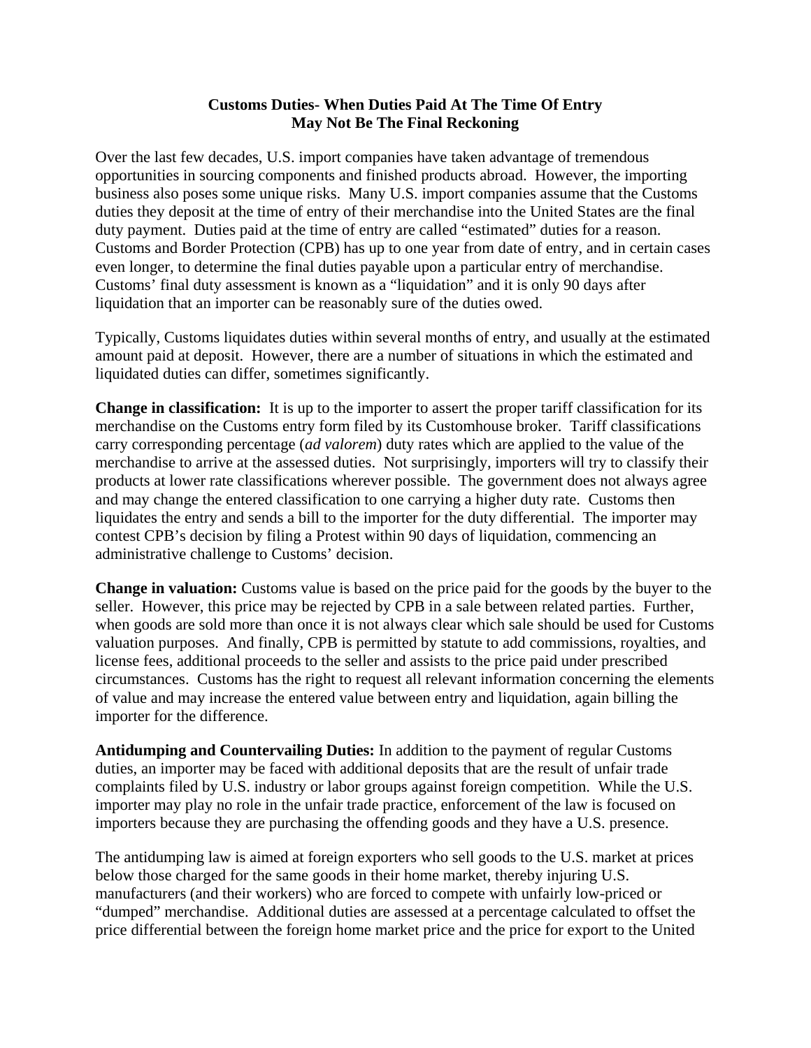**Customs Duties- When Duties Paid At The Time Of Entry May Not Be The Final Reckoning**

Over the last few decades, U.S. import companies have taken advantage of tremendous opportunities in sourcing components and finished products abroad. However, the importing business also poses some unique risks. Many U.S. import companies assume that the Customs duties they deposit at the time of entry of their merchandise into the United States are the final duty payment. Duties paid at the time of entry are called "estimated" duties for a reason. Customs and Border Protection (CPB) has up to one year from date of entry, and in certain cases even longer, to determine the final duties payable upon a particular entry of merchandise. Customs' final duty assessment is known as a "liquidation" and it is only 90 days after liquidation that an importer can be reasonably sure of the duties owed.

Typically, Customs liquidates duties within several months of entry, and usually at the estimated amount paid at deposit. However, there are a number of situations in which the estimated and liquidated duties can differ, sometimes significantly.

**Change in classification:** It is up to the importer to assert the proper tariff classification for its merchandise on the Customs entry form filed by its Customhouse broker. Tariff classifications carry corresponding percentage (*ad valorem*) duty rates which are applied to the value of the merchandise to arrive at the assessed duties. Not surprisingly, importers will try to classify their products at lower rate classifications wherever possible. The government does not always agree and may change the entered classification to one carrying a higher duty rate. Customs then liquidates the entry and sends a bill to the importer for the duty differential. The importer may contest CPB's decision by filing a Protest within 90 days of liquidation, commencing an administrative challenge to Customs' decision.

**Change in valuation:** Customs value is based on the price paid for the goods by the buyer to the seller. However, this price may be rejected by CPB in a sale between related parties. Further, when goods are sold more than once it is not always clear which sale should be used for Customs valuation purposes. And finally, CPB is permitted by statute to add commissions, royalties, and license fees, additional proceeds to the seller and assists to the price paid under prescribed circumstances. Customs has the right to request all relevant information concerning the elements of value and may increase the entered value between entry and liquidation, again billing the importer for the difference.

**Antidumping and Countervailing Duties:** In addition to the payment of regular Customs duties, an importer may be faced with additional deposits that are the result of unfair trade complaints filed by U.S. industry or labor groups against foreign competition. While the U.S. importer may play no role in the unfair trade practice, enforcement of the law is focused on importers because they are purchasing the offending goods and they have a U.S. presence.

The antidumping law is aimed at foreign exporters who sell goods to the U.S. market at prices below those charged for the same goods in their home market, thereby injuring U.S. manufacturers (and their workers) who are forced to compete with unfairly low-priced or "dumped" merchandise. Additional duties are assessed at a percentage calculated to offset the price differential between the foreign home market price and the price for export to the United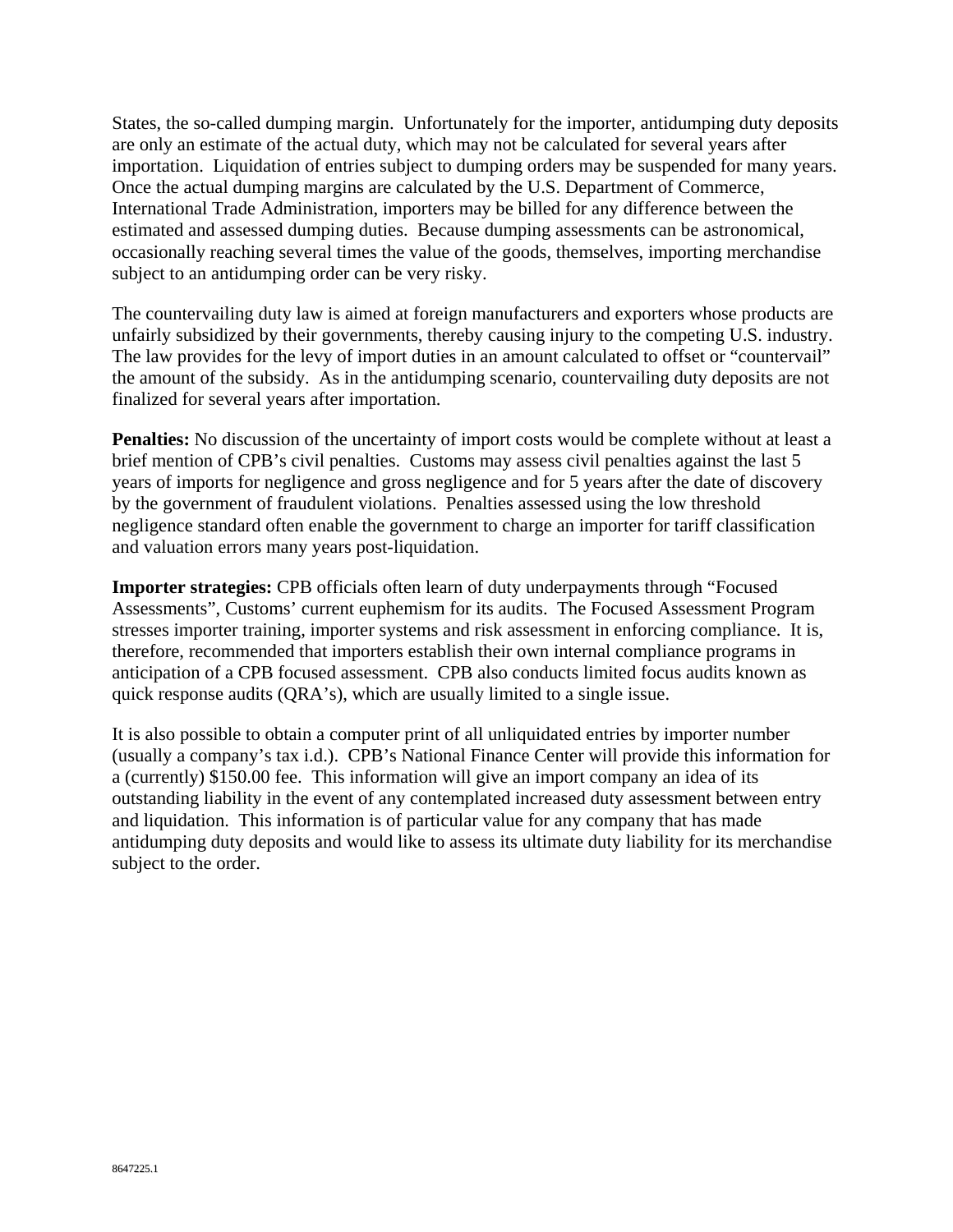States, the so-called dumping margin. Unfortunately for the importer, antidumping duty deposits are only an estimate of the actual duty, which may not be calculated for several years after importation. Liquidation of entries subject to dumping orders may be suspended for many years. Once the actual dumping margins are calculated by the U.S. Department of Commerce, International Trade Administration, importers may be billed for any difference between the estimated and assessed dumping duties. Because dumping assessments can be astronomical, occasionally reaching several times the value of the goods, themselves, importing merchandise subject to an antidumping order can be very risky.

The countervailing duty law is aimed at foreign manufacturers and exporters whose products are unfairly subsidized by their governments, thereby causing injury to the competing U.S. industry. The law provides for the levy of import duties in an amount calculated to offset or "countervail" the amount of the subsidy. As in the antidumping scenario, countervailing duty deposits are not finalized for several years after importation.

**Penalties:** No discussion of the uncertainty of import costs would be complete without at least a brief mention of CPB's civil penalties. Customs may assess civil penalties against the last 5 years of imports for negligence and gross negligence and for 5 years after the date of discovery by the government of fraudulent violations. Penalties assessed using the low threshold negligence standard often enable the government to charge an importer for tariff classification and valuation errors many years post-liquidation.

**Importer strategies:** CPB officials often learn of duty underpayments through "Focused Assessments", Customs' current euphemism for its audits. The Focused Assessment Program stresses importer training, importer systems and risk assessment in enforcing compliance. It is, therefore, recommended that importers establish their own internal compliance programs in anticipation of a CPB focused assessment. CPB also conducts limited focus audits known as quick response audits (QRA's), which are usually limited to a single issue.

It is also possible to obtain a computer print of all unliquidated entries by importer number (usually a company's tax i.d.). CPB's National Finance Center will provide this information for a (currently) $150.00 fee. This information will give an import company an idea of its outstanding liability in the event of any contemplated increased duty assessment between entry and liquidation. This information is of particular value for any company that has made antidumping duty deposits and would like to assess its ultimate duty liability for its merchandise subject to the order.